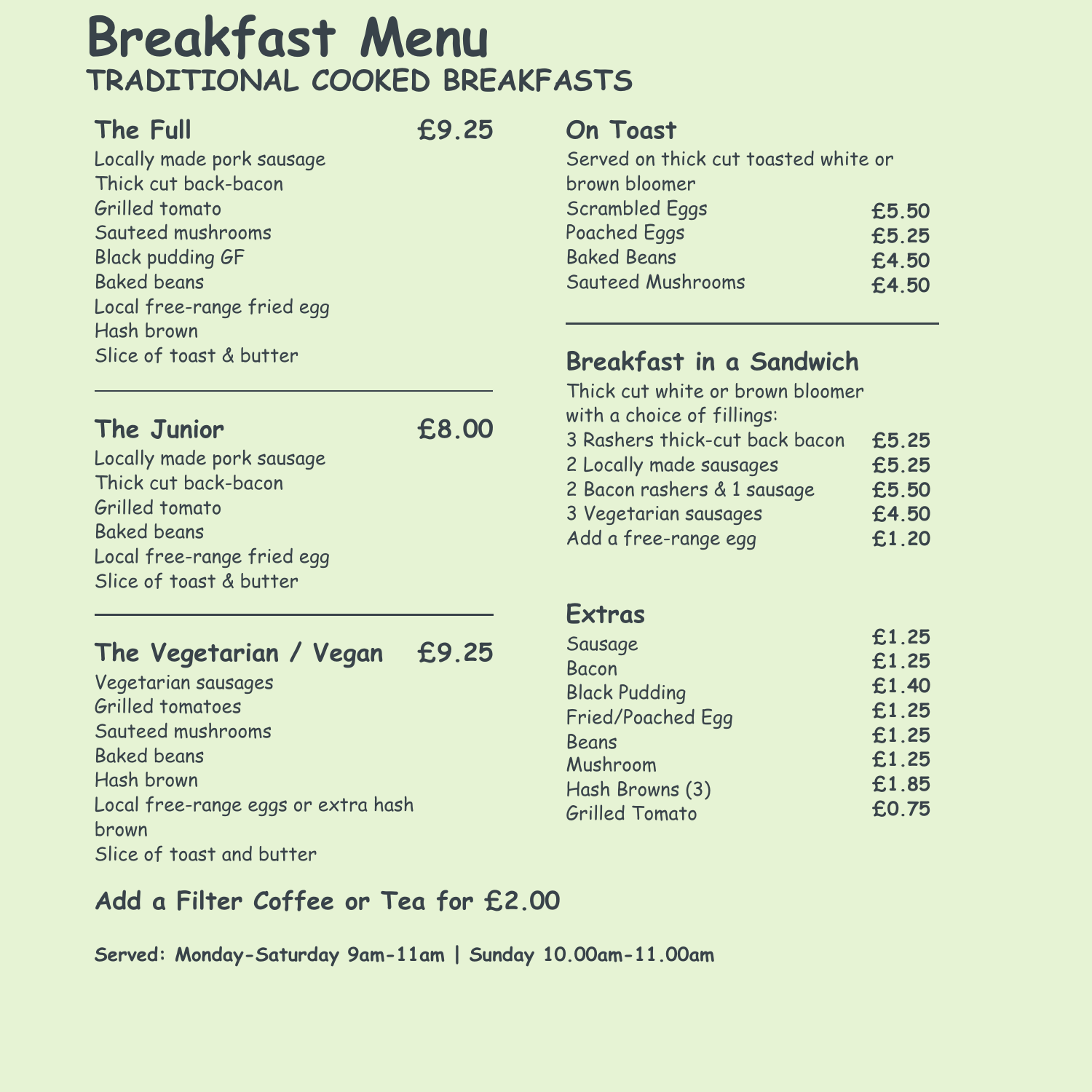# Breakfast Menu

## TRADITIONAL COOKED BREAKFASTS

### The Full £9.25

Locally made pork sausage
Thick cut back-bacon
Grilled tomato
Sauteed mushrooms
Black pudding GF
Baked beans
Local free-range fried egg
Hash brown
Slice of toast & butter

---

### The Junior £8.00

Locally made pork sausage
Thick cut back-bacon
Grilled tomato
Baked beans
Local free-range fried egg
Slice of toast & butter

---

### The Vegetarian / Vegan £9.25

Vegetarian sausages
Grilled tomatoes
Sauteed mushrooms
Baked beans
Hash brown
Local free-range eggs or extra hash brown
Slice of toast and butter

### On Toast

Served on thick cut toasted white or brown bloomer

| Item | Price |
|---|---|
| Scrambled Eggs | £5.50 |
| Poached Eggs | £5.25 |
| Baked Beans | £4.50 |
| Sauteed Mushrooms | £4.50 |

---

### Breakfast in a Sandwich

Thick cut white or brown bloomer with a choice of fillings:

| Item | Price |
|---|---|
| 3 Rashers thick-cut back bacon | £5.25 |
| 2 Locally made sausages | £5.25 |
| 2 Bacon rashers & 1 sausage | £5.50 |
| 3 Vegetarian sausages | £4.50 |
| Add a free-range egg | £1.20 |

### Extras

| Item | Price |
|---|---|
| Sausage | £1.25 |
| Bacon | £1.25 |
| Black Pudding | £1.40 |
| Fried/Poached Egg | £1.25 |
| Beans | £1.25 |
| Mushroom | £1.25 |
| Hash Browns (3) | £1.85 |
| Grilled Tomato | £0.75 |

### Add a Filter Coffee or Tea for £2.00

**Served: Monday-Saturday 9am-11am | Sunday 10.00am-11.00am**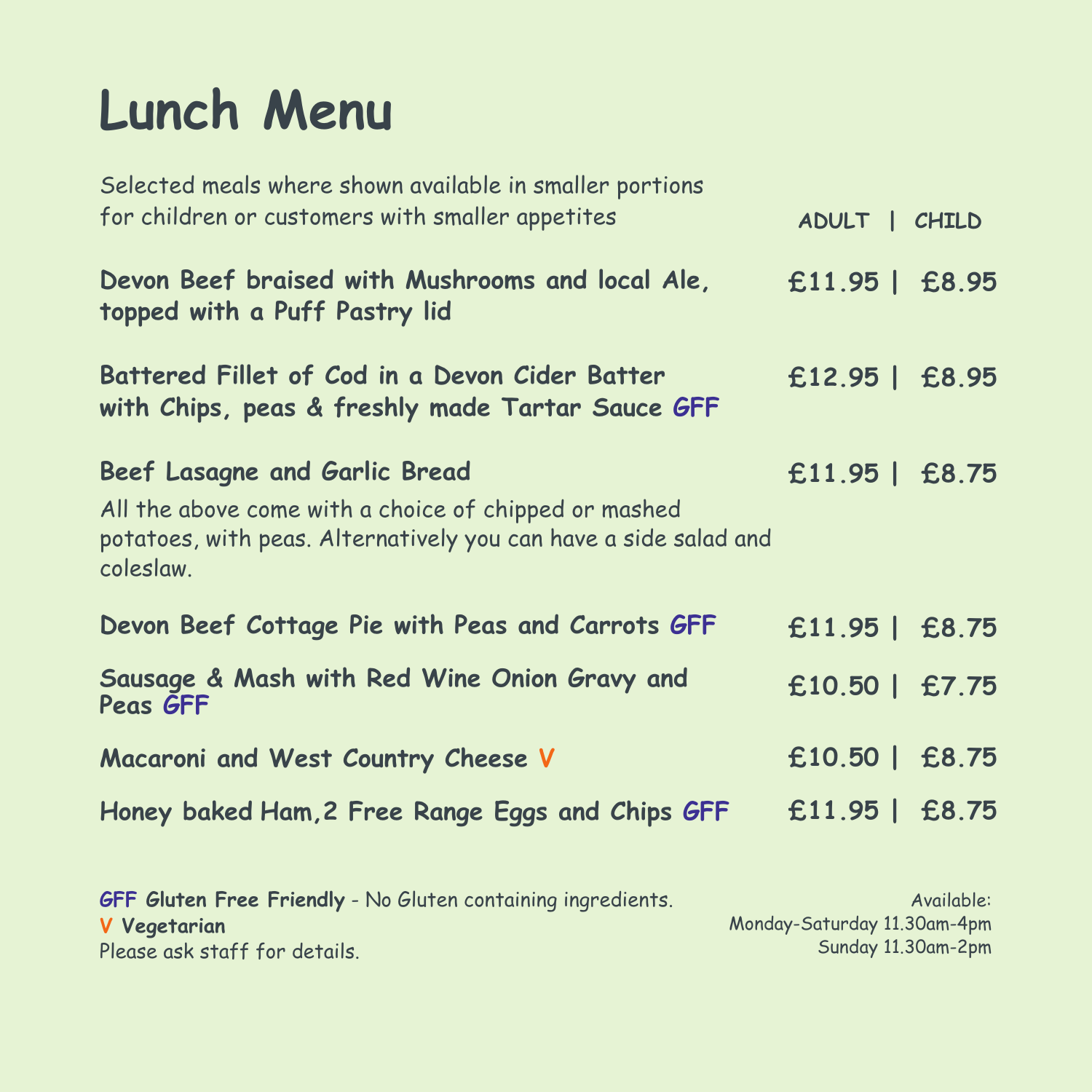# Lunch Menu

Selected meals where shown available in smaller portions for children or customers with smaller appetites

| | ADULT | CHILD |
|---|---|---|
| **Devon Beef braised with Mushrooms and local Ale, topped with a Puff Pastry lid** | **£11.95** | **£8.95** |
| **Battered Fillet of Cod in a Devon Cider Batter with Chips, peas & freshly made Tartar Sauce GFF** | **£12.95** | **£8.95** |
| **Beef Lasagne and Garlic Bread** | **£11.95** | **£8.75** |

All the above come with a choice of chipped or mashed potatoes, with peas. Alternatively you can have a side salad and coleslaw.

| | ADULT | CHILD |
|---|---|---|
| **Devon Beef Cottage Pie with Peas and Carrots GFF** | **£11.95** | **£8.75** |
| **Sausage & Mash with Red Wine Onion Gravy and Peas GFF** | **£10.50** | **£7.75** |
| **Macaroni and West Country Cheese V** | **£10.50** | **£8.75** |
| **Honey baked Ham, 2 Free Range Eggs and Chips GFF** | **£11.95** | **£8.75** |

**GFF Gluten Free Friendly** - No Gluten containing ingredients.
**V Vegetarian**
Please ask staff for details.

Available:
Monday-Saturday 11.30am-4pm
Sunday 11.30am-2pm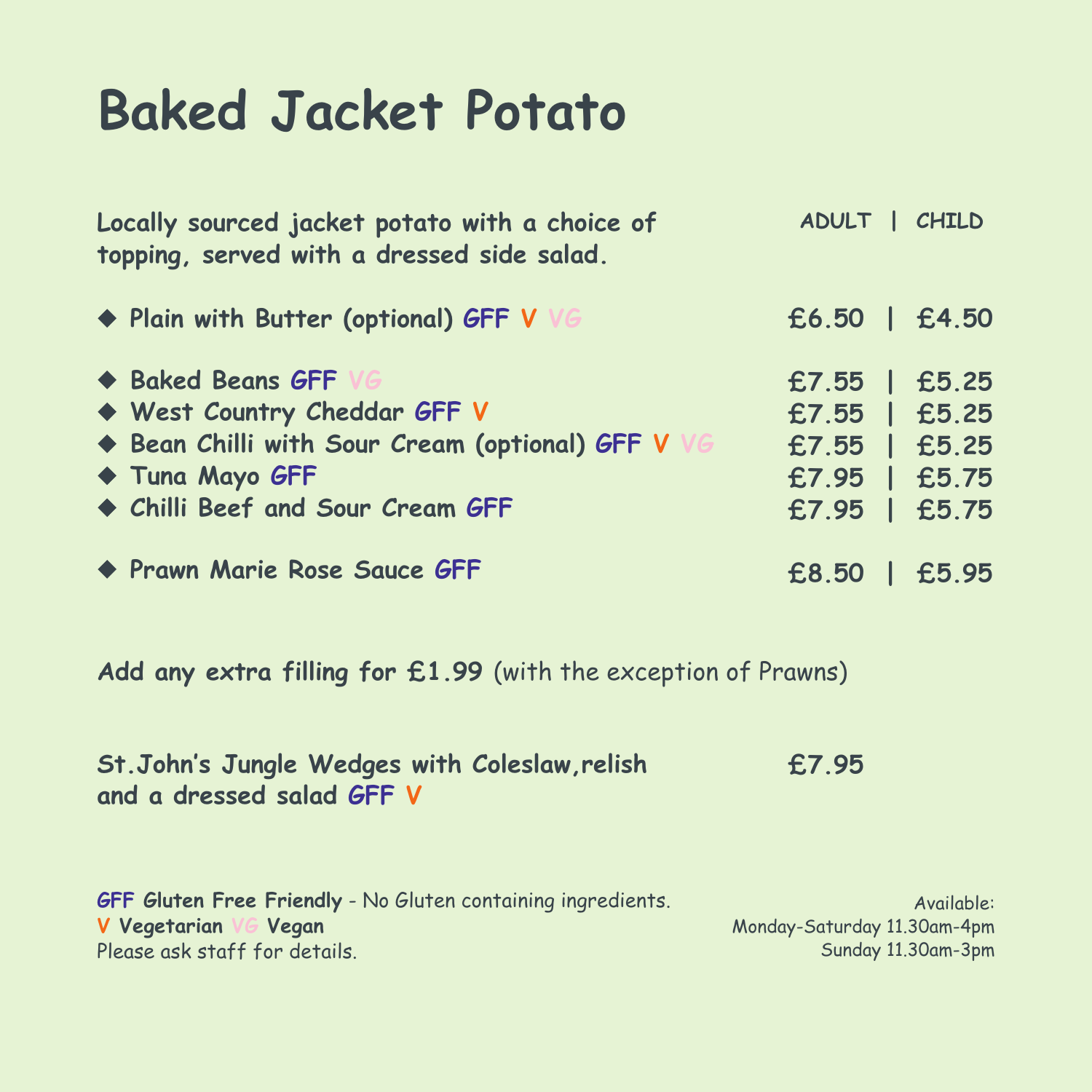# Baked Jacket Potato

| Locally sourced jacket potato with a choice of topping, served with a dressed side salad. | ADULT | CHILD |
|---|---|---|
| ◆ Plain with Butter (optional) GFF V VG | £6.50 | £4.50 |
| ◆ Baked Beans GFF VG | £7.55 | £5.25 |
| ◆ West Country Cheddar GFF V | £7.55 | £5.25 |
| ◆ Bean Chilli with Sour Cream (optional) GFF V VG | £7.55 | £5.25 |
| ◆ Tuna Mayo GFF | £7.95 | £5.75 |
| ◆ Chilli Beef and Sour Cream GFF | £7.95 | £5.75 |
| ◆ Prawn Marie Rose Sauce GFF | £8.50 | £5.95 |

**Add any extra filling for £1.99** (with the exception of Prawns)

**St.John's Jungle Wedges with Coleslaw,relish and a dressed salad GFF V** **£7.95**

**GFF Gluten Free Friendly** - No Gluten containing ingredients.
**V Vegetarian VG Vegan**
Please ask staff for details.

Available:
Monday-Saturday 11.30am-4pm
Sunday 11.30am-3pm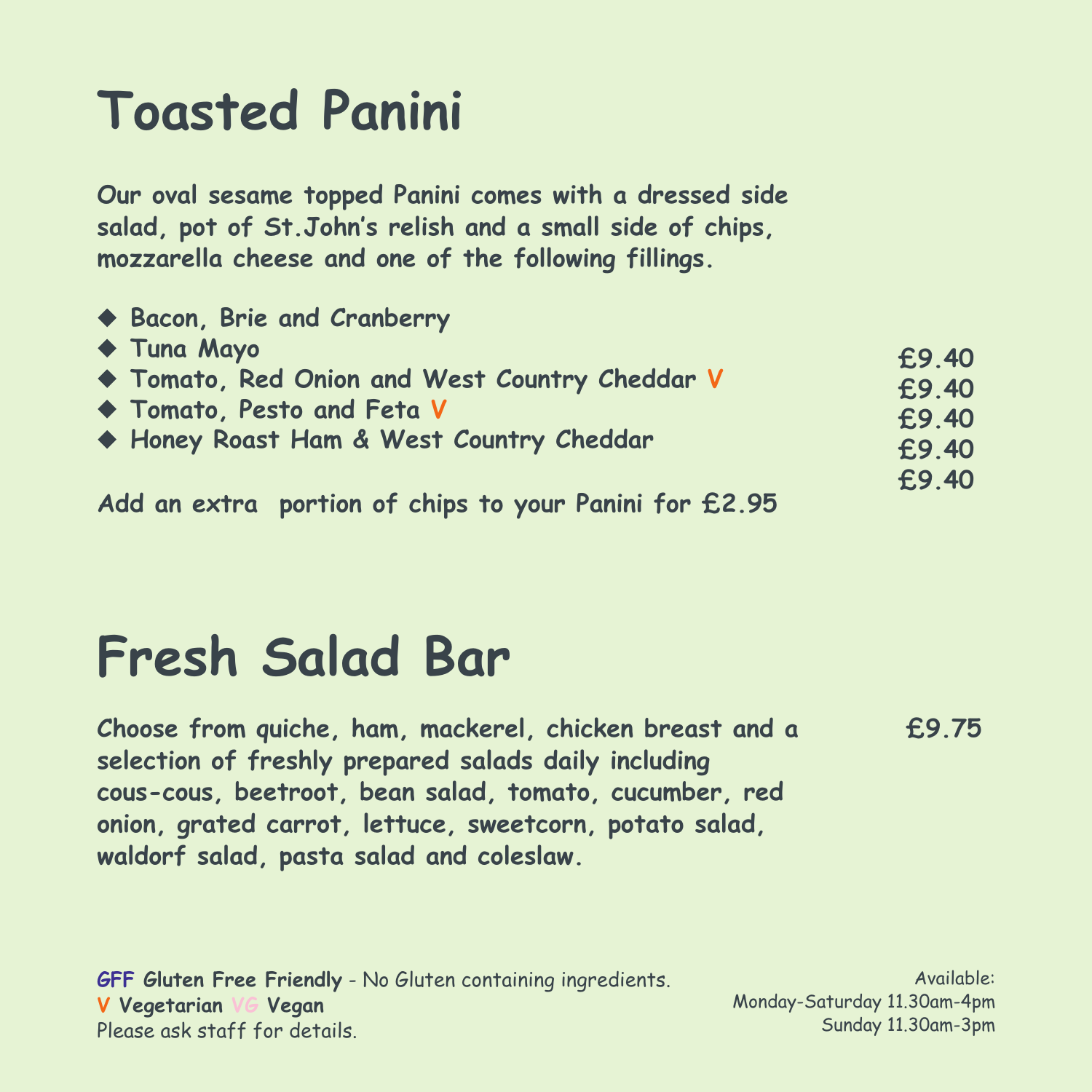# Toasted Panini

**Our oval sesame topped Panini comes with a dressed side salad, pot of St.John's relish and a small side of chips, mozzarella cheese and one of the following fillings.**

| Filling | Price |
|---|---|
| ◆ Bacon, Brie and Cranberry | £9.40 |
| ◆ Tuna Mayo | £9.40 |
| ◆ Tomato, Red Onion and West Country Cheddar V | £9.40 |
| ◆ Tomato, Pesto and Feta V | £9.40 |
| ◆ Honey Roast Ham & West Country Cheddar | £9.40 |

**Add an extra portion of chips to your Panini for £2.95**

# Fresh Salad Bar

**Choose from quiche, ham, mackerel, chicken breast and a selection of freshly prepared salads daily including cous-cous, beetroot, bean salad, tomato, cucumber, red onion, grated carrot, lettuce, sweetcorn, potato salad, waldorf salad, pasta salad and coleslaw.** **£9.75**

**GFF Gluten Free Friendly** - No Gluten containing ingredients.
**V Vegetarian VG Vegan**
Please ask staff for details.

Available:
Monday-Saturday 11.30am-4pm
Sunday 11.30am-3pm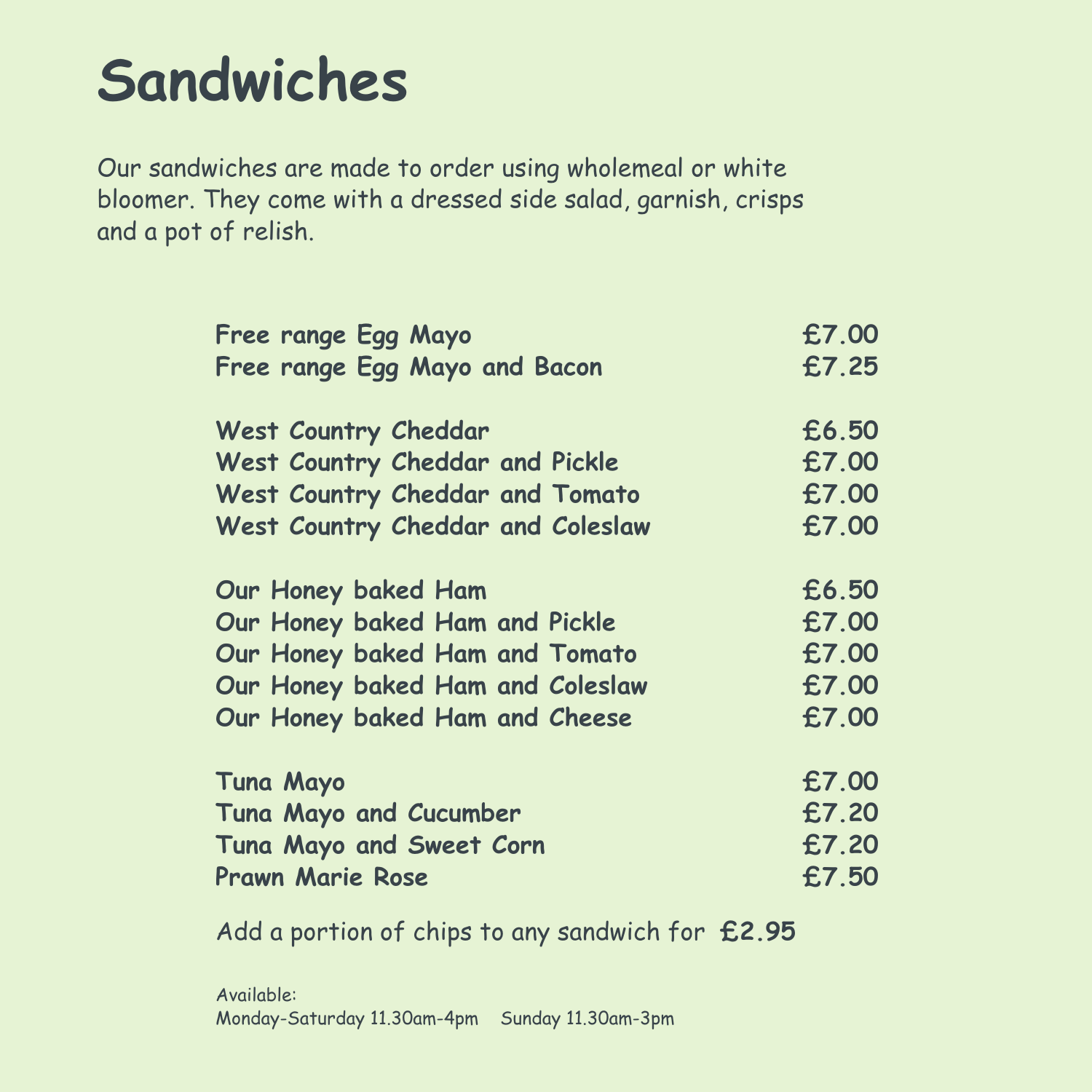# Sandwiches

Our sandwiches are made to order using wholemeal or white bloomer. They come with a dressed side salad, garnish, crisps and a pot of relish.

| | |
|---|---|
| **Free range Egg Mayo** | **£7.00** |
| **Free range Egg Mayo and Bacon** | **£7.25** |
| | |
| **West Country Cheddar** | **£6.50** |
| **West Country Cheddar and Pickle** | **£7.00** |
| **West Country Cheddar and Tomato** | **£7.00** |
| **West Country Cheddar and Coleslaw** | **£7.00** |
| | |
| **Our Honey baked Ham** | **£6.50** |
| **Our Honey baked Ham and Pickle** | **£7.00** |
| **Our Honey baked Ham and Tomato** | **£7.00** |
| **Our Honey baked Ham and Coleslaw** | **£7.00** |
| **Our Honey baked Ham and Cheese** | **£7.00** |
| | |
| **Tuna Mayo** | **£7.00** |
| **Tuna Mayo and Cucumber** | **£7.20** |
| **Tuna Mayo and Sweet Corn** | **£7.20** |
| **Prawn Marie Rose** | **£7.50** |

Add a portion of chips to any sandwich for **£2.95**

Available:
Monday-Saturday 11.30am-4pm Sunday 11.30am-3pm